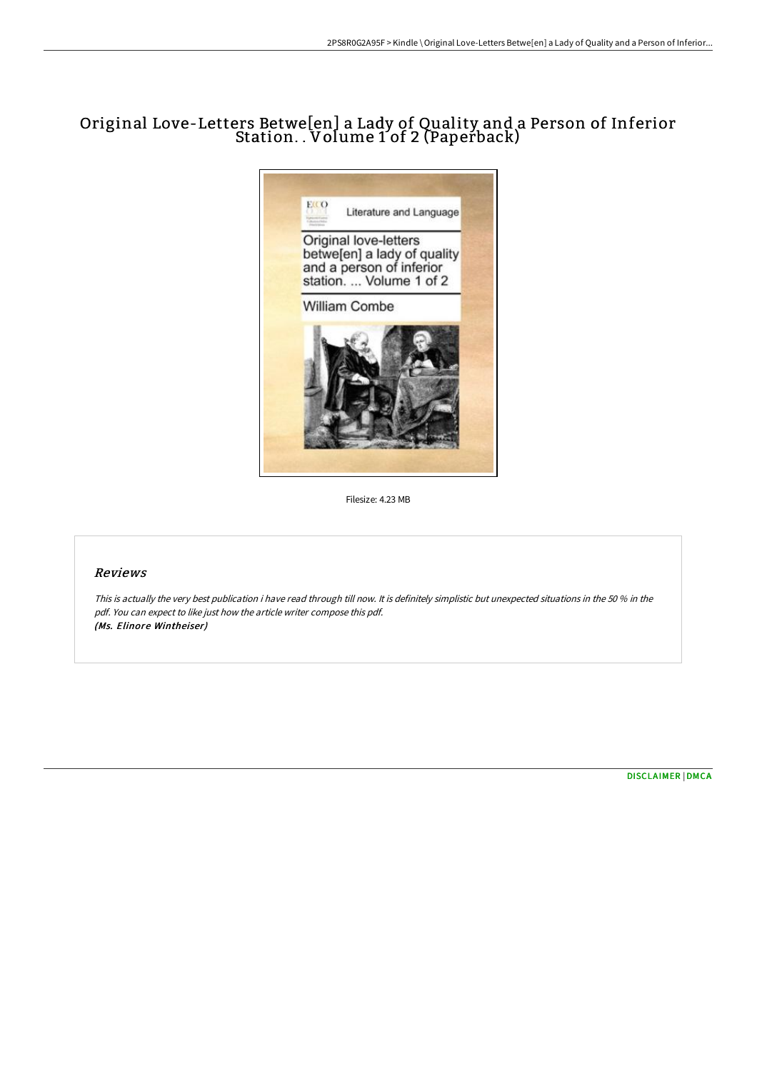# Original Love-Letters Betwe[en] a Lady of Quality and a Person of Inferior Station. . Volume 1 of 2 (Paperback)

Filesize: 4.23 MB

## Reviews

*This is actually the very best publication i have read through till now. It is definitely simplistic but unexpected situations in the 50 % in the pdf. You can expect to like just how the article writer compose this pdf.*
***(Ms. Elinore Wintheiser)***

DISCLAIMER | DMCA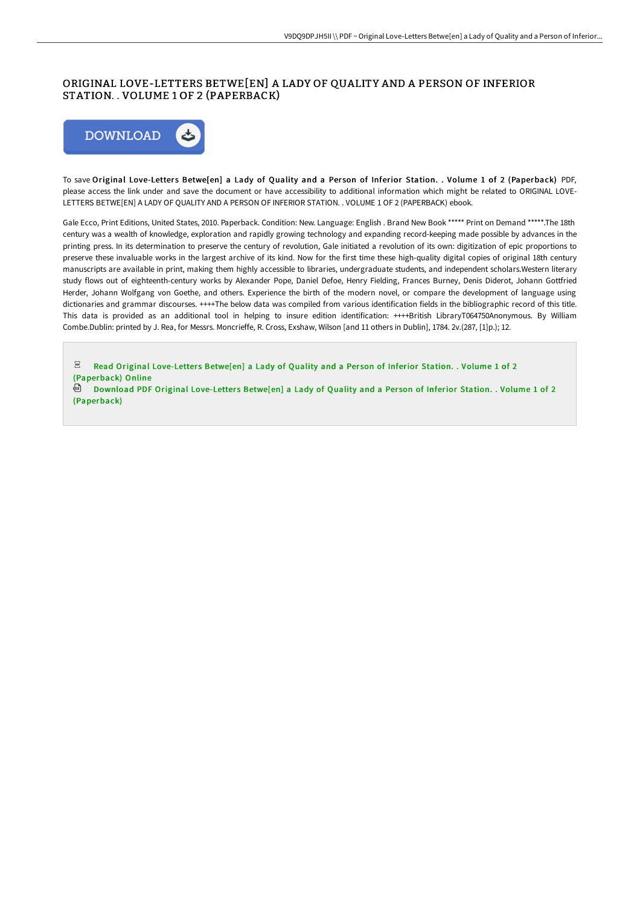# ORIGINAL LOVE-LETTERS BETWE[EN] A LADY OF QUALITY AND A PERSON OF INFERIOR STATION. . VOLUME 1 OF 2 (PAPERBACK)

DOWNLOAD

To save **Original Love-Letters Betwe[en] a Lady of Quality and a Person of Inferior Station. . Volume 1 of 2 (Paperback)** PDF, please access the link under and save the document or have accessibility to additional information which might be related to ORIGINAL LOVE-LETTERS BETWE[EN] A LADY OF QUALITY AND A PERSON OF INFERIOR STATION. . VOLUME 1 OF 2 (PAPERBACK) ebook.

Gale Ecco, Print Editions, United States, 2010. Paperback. Condition: New. Language: English . Brand New Book ***** Print on Demand *****.The 18th century was a wealth of knowledge, exploration and rapidly growing technology and expanding record-keeping made possible by advances in the printing press. In its determination to preserve the century of revolution, Gale initiated a revolution of its own: digitization of epic proportions to preserve these invaluable works in the largest archive of its kind. Now for the first time these high-quality digital copies of original 18th century manuscripts are available in print, making them highly accessible to libraries, undergraduate students, and independent scholars.Western literary study flows out of eighteenth-century works by Alexander Pope, Daniel Defoe, Henry Fielding, Frances Burney, Denis Diderot, Johann Gottfried Herder, Johann Wolfgang von Goethe, and others. Experience the birth of the modern novel, or compare the development of language using dictionaries and grammar discourses. ++++The below data was compiled from various identification fields in the bibliographic record of this title. This data is provided as an additional tool in helping to insure edition identification: ++++British LibraryT064750Anonymous. By William Combe.Dublin: printed by J. Rea, for Messrs. Moncrieffe, R. Cross, Exshaw, Wilson [and 11 others in Dublin], 1784. 2v.(287, [1]p.); 12.

- Read Original Love-Letters Betwe[en] a Lady of Quality and a Person of Inferior Station. . Volume 1 of 2 (Paperback) Online
- Download PDF Original Love-Letters Betwe[en] a Lady of Quality and a Person of Inferior Station. . Volume 1 of 2 (Paperback)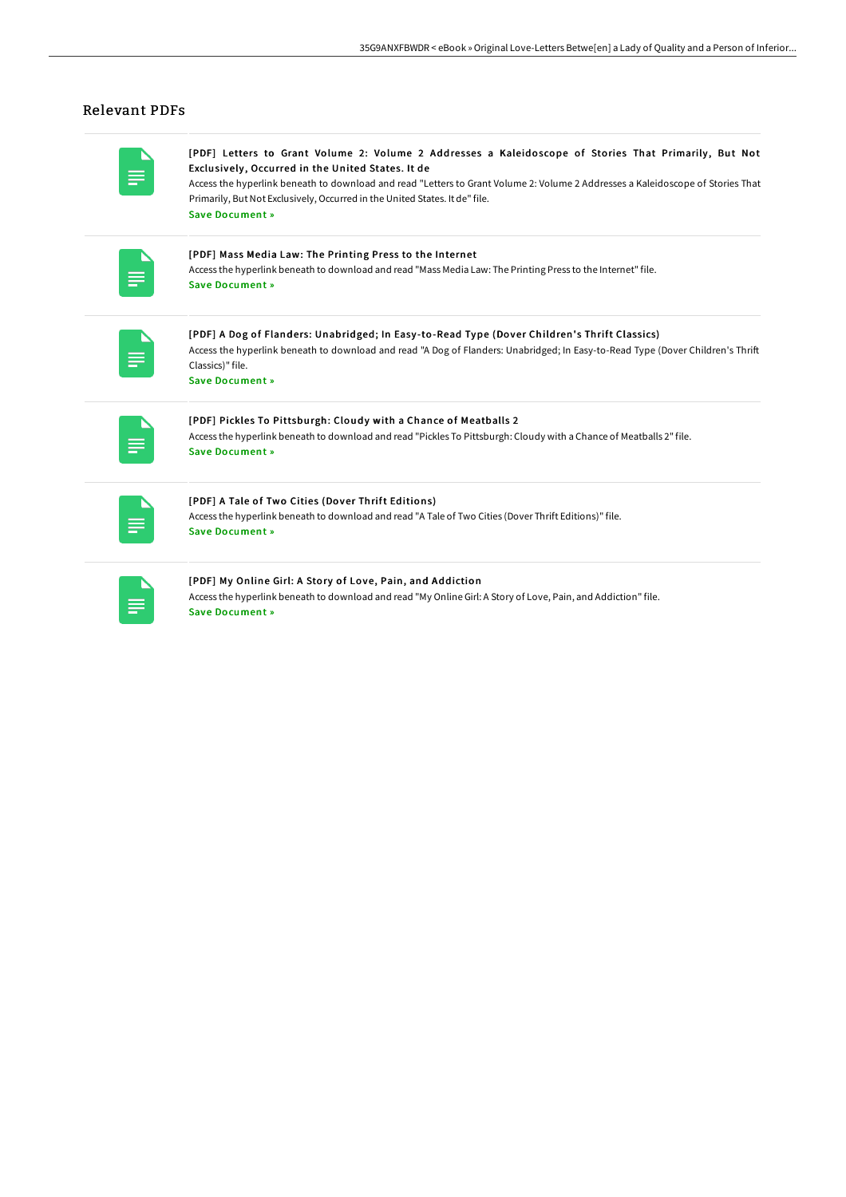## Relevant PDFs

[PDF] Letters to Grant Volume 2: Volume 2 Addresses a Kaleidoscope of Stories That Primarily, But Not Exclusively, Occurred in the United States. It de

Access the hyperlink beneath to download and read "Letters to Grant Volume 2: Volume 2 Addresses a Kaleidoscope of Stories That Primarily, But Not Exclusively, Occurred in the United States. It de" file.

Save Document »

[PDF] Mass Media Law: The Printing Press to the Internet

Access the hyperlink beneath to download and read "Mass Media Law: The Printing Press to the Internet" file.

Save Document »

[PDF] A Dog of Flanders: Unabridged; In Easy-to-Read Type (Dover Children's Thrift Classics)

Access the hyperlink beneath to download and read "A Dog of Flanders: Unabridged; In Easy-to-Read Type (Dover Children's Thrift Classics)" file.

Save Document »

[PDF] Pickles To Pittsburgh: Cloudy with a Chance of Meatballs 2

Access the hyperlink beneath to download and read "Pickles To Pittsburgh: Cloudy with a Chance of Meatballs 2" file.

Save Document »

[PDF] A Tale of Two Cities (Dover Thrift Editions)

Access the hyperlink beneath to download and read "A Tale of Two Cities (Dover Thrift Editions)" file.

Save Document »

[PDF] My Online Girl: A Story of Love, Pain, and Addiction

Access the hyperlink beneath to download and read "My Online Girl: A Story of Love, Pain, and Addiction" file.

Save Document »